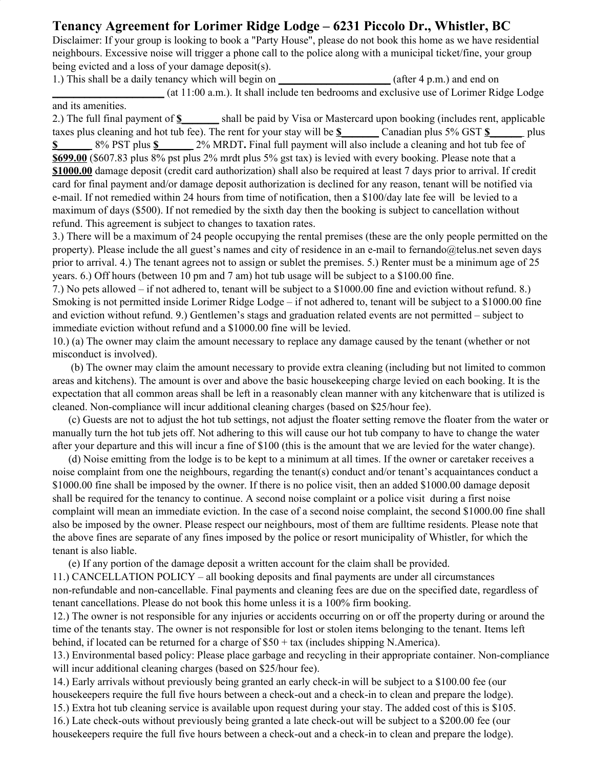# Tenancy Agreement for Lorimer Ridge Lodge – 6231 Piccolo Dr., Whistler, BC

Disclaimer: If your group is looking to book a "Party House", please do not book this home as we have residential neighbours. Excessive noise will trigger a phone call to the police along with a municipal ticket/fine, your group being evicted and a loss of your damage deposit(s).

1.) This shall be a daily tenancy which will begin on ____________________ (after 4 p.m.) and end on ____________________ (at 11:00 a.m.). It shall include ten bedrooms and exclusive use of Lorimer Ridge Lodge and its amenities.

2.) The full final payment of **$_______** shall be paid by Visa or Mastercard upon booking (includes rent, applicable taxes plus cleaning and hot tub fee). The rent for your stay will be **$_______** Canadian plus 5% GST **$______** plus **$______** 8% PST plus **$______** 2% MRDT**.** Final full payment will also include a cleaning and hot tub fee of **$699.00** ($607.83 plus 8% pst plus 2% mrdt plus 5% gst tax) is levied with every booking. Please note that a **$1000.00** damage deposit (credit card authorization) shall also be required at least 7 days prior to arrival. If credit card for final payment and/or damage deposit authorization is declined for any reason, tenant will be notified via e-mail. If not remedied within 24 hours from time of notification, then a $100/day late fee will be levied to a maximum of days ($500). If not remedied by the sixth day then the booking is subject to cancellation without refund. This agreement is subject to changes to taxation rates.

3.) There will be a maximum of 24 people occupying the rental premises (these are the only people permitted on the property). Please include the all guest's names and city of residence in an e-mail to fernando@telus.net seven days prior to arrival. 4.) The tenant agrees not to assign or sublet the premises. 5.) Renter must be a minimum age of 25 years. 6.) Off hours (between 10 pm and 7 am) hot tub usage will be subject to a $100.00 fine.

7.) No pets allowed – if not adhered to, tenant will be subject to a $1000.00 fine and eviction without refund. 8.) Smoking is not permitted inside Lorimer Ridge Lodge – if not adhered to, tenant will be subject to a $1000.00 fine and eviction without refund. 9.) Gentlemen's stags and graduation related events are not permitted – subject to immediate eviction without refund and a $1000.00 fine will be levied.

10.) (a) The owner may claim the amount necessary to replace any damage caused by the tenant (whether or not misconduct is involved).

(b) The owner may claim the amount necessary to provide extra cleaning (including but not limited to common areas and kitchens). The amount is over and above the basic housekeeping charge levied on each booking. It is the expectation that all common areas shall be left in a reasonably clean manner with any kitchenware that is utilized is cleaned. Non-compliance will incur additional cleaning charges (based on $25/hour fee).

(c) Guests are not to adjust the hot tub settings, not adjust the floater setting remove the floater from the water or manually turn the hot tub jets off. Not adhering to this will cause our hot tub company to have to change the water after your departure and this will incur a fine of $100 (this is the amount that we are levied for the water change).

(d) Noise emitting from the lodge is to be kept to a minimum at all times. If the owner or caretaker receives a noise complaint from one the neighbours, regarding the tenant(s) conduct and/or tenant's acquaintances conduct a $1000.00 fine shall be imposed by the owner. If there is no police visit, then an added $1000.00 damage deposit shall be required for the tenancy to continue. A second noise complaint or a police visit during a first noise complaint will mean an immediate eviction. In the case of a second noise complaint, the second $1000.00 fine shall also be imposed by the owner. Please respect our neighbours, most of them are fulltime residents. Please note that the above fines are separate of any fines imposed by the police or resort municipality of Whistler, for which the tenant is also liable.

(e) If any portion of the damage deposit a written account for the claim shall be provided.

11.) CANCELLATION POLICY – all booking deposits and final payments are under all circumstances non-refundable and non-cancellable. Final payments and cleaning fees are due on the specified date, regardless of tenant cancellations. Please do not book this home unless it is a 100% firm booking.

12.) The owner is not responsible for any injuries or accidents occurring on or off the property during or around the time of the tenants stay. The owner is not responsible for lost or stolen items belonging to the tenant. Items left behind, if located can be returned for a charge of $50 + tax (includes shipping N.America).

13.) Environmental based policy: Please place garbage and recycling in their appropriate container. Non-compliance will incur additional cleaning charges (based on $25/hour fee).

14.) Early arrivals without previously being granted an early check-in will be subject to a $100.00 fee (our housekeepers require the full five hours between a check-out and a check-in to clean and prepare the lodge).

15.) Extra hot tub cleaning service is available upon request during your stay. The added cost of this is $105.

16.) Late check-outs without previously being granted a late check-out will be subject to a $200.00 fee (our housekeepers require the full five hours between a check-out and a check-in to clean and prepare the lodge).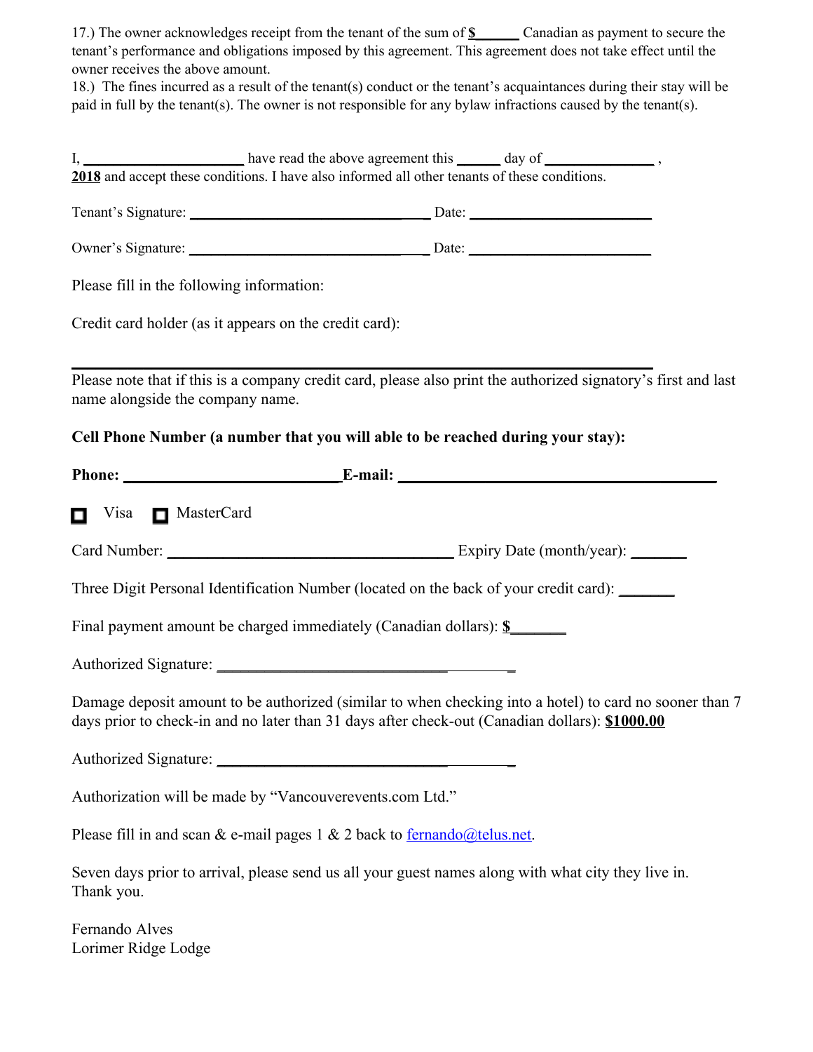17.) The owner acknowledges receipt from the tenant of the sum of **$______** Canadian as payment to secure the tenant's performance and obligations imposed by this agreement. This agreement does not take effect until the owner receives the above amount.

18.) The fines incurred as a result of the tenant(s) conduct or the tenant's acquaintances during their stay will be paid in full by the tenant(s). The owner is not responsible for any bylaw infractions caused by the tenant(s).

I, ____________________ have read the above agreement this ______ day of ______________ , **2018** and accept these conditions. I have also informed all other tenants of these conditions.

Tenant's Signature: ________________________________ Date: ________________________

Owner's Signature: ________________________________ Date: ________________________

Please fill in the following information:

Credit card holder (as it appears on the credit card):

______________________________________________________________________________

Please note that if this is a company credit card, please also print the authorized signatory's first and last name alongside the company name.

**Cell Phone Number (a number that you will able to be reached during your stay):**

**Phone: ____________________________ E-mail: __________________________________________**

☐ Visa ☐ MasterCard

Card Number: _____________________________________ Expiry Date (month/year): _______

Three Digit Personal Identification Number (located on the back of your credit card): _______

Final payment amount be charged immediately (Canadian dollars): **$_______**

Authorized Signature: ______________________________________

Damage deposit amount to be authorized (similar to when checking into a hotel) to card no sooner than 7 days prior to check-in and no later than 31 days after check-out (Canadian dollars): **$1000.00**

Authorized Signature: ______________________________________

Authorization will be made by "Vancouverevents.com Ltd."

Please fill in and scan & e-mail pages 1 & 2 back to fernando@telus.net.

Seven days prior to arrival, please send us all your guest names along with what city they live in.
Thank you.

Fernando Alves
Lorimer Ridge Lodge